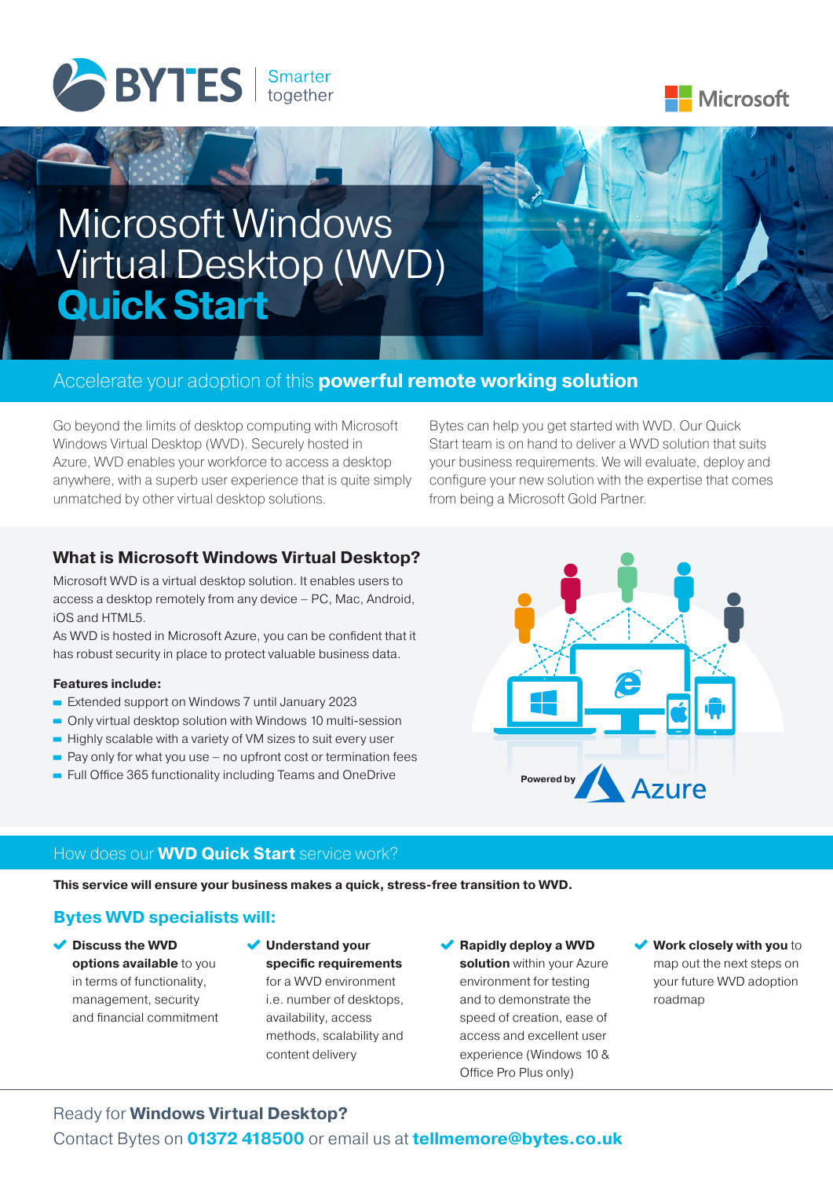BYTES Smarter together

Microsoft

# Microsoft Windows Virtual Desktop (WVD) Quick Start

## Accelerate your adoption of this **powerful remote working solution**

Go beyond the limits of desktop computing with Microsoft Windows Virtual Desktop (WVD). Securely hosted in Azure, WVD enables your workforce to access a desktop anywhere, with a superb user experience that is quite simply unmatched by other virtual desktop solutions.

Bytes can help you get started with WVD. Our Quick Start team is on hand to deliver a WVD solution that suits your business requirements. We will evaluate, deploy and configure your new solution with the expertise that comes from being a Microsoft Gold Partner.

### What is Microsoft Windows Virtual Desktop?

Microsoft WVD is a virtual desktop solution. It enables users to access a desktop remotely from any device – PC, Mac, Android, iOS and HTML5.

As WVD is hosted in Microsoft Azure, you can be confident that it has robust security in place to protect valuable business data.

**Features include:**

- Extended support on Windows 7 until January 2023
- Only virtual desktop solution with Windows 10 multi-session
- Highly scalable with a variety of VM sizes to suit every user
- Pay only for what you use – no upfront cost or termination fees
- Full Office 365 functionality including Teams and OneDrive

Powered by Azure

## How does our **WVD Quick Start** service work?

**This service will ensure your business makes a quick, stress-free transition to WVD.**

### Bytes WVD specialists will:

- **Discuss the WVD options available** to you in terms of functionality, management, security and financial commitment
- **Understand your specific requirements** for a WVD environment i.e. number of desktops, availability, access methods, scalability and content delivery
- **Rapidly deploy a WVD solution** within your Azure environment for testing and to demonstrate the speed of creation, ease of access and excellent user experience (Windows 10 & Office Pro Plus only)
- **Work closely with you** to map out the next steps on your future WVD adoption roadmap

Ready for **Windows Virtual Desktop?**

Contact Bytes on **01372 418500** or email us at **tellmemore@bytes.co.uk**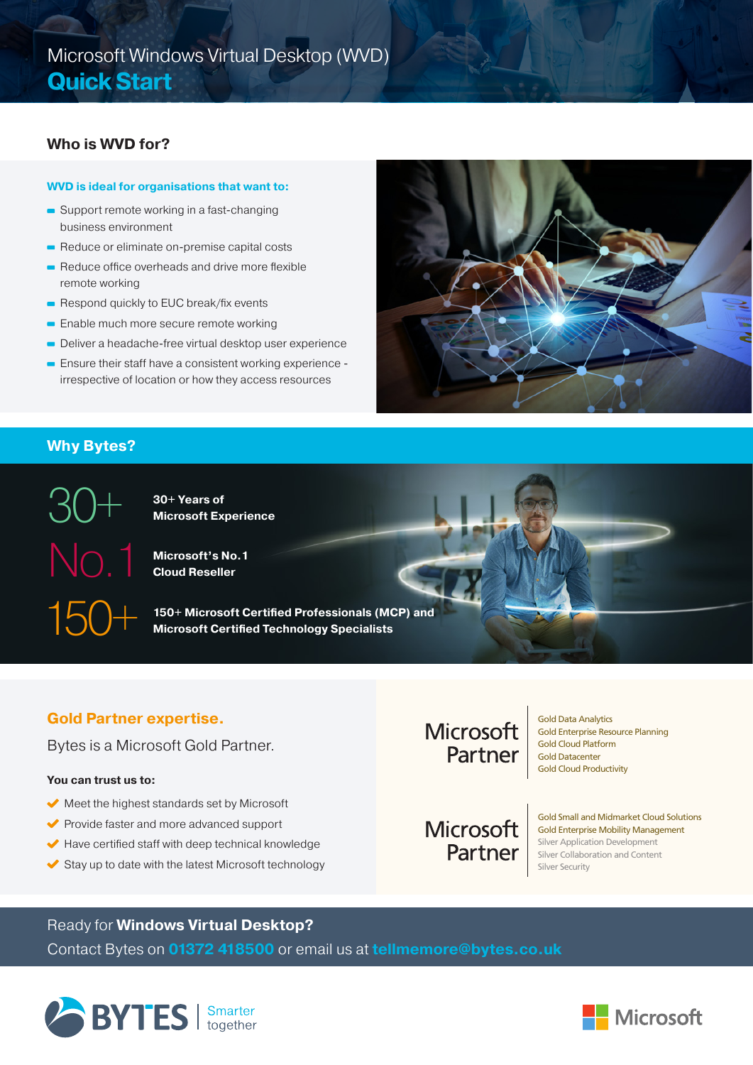# Microsoft Windows Virtual Desktop (WVD)
## Quick Start

### Who is WVD for?

**WVD is ideal for organisations that want to:**

- Support remote working in a fast-changing business environment
- Reduce or eliminate on-premise capital costs
- Reduce office overheads and drive more flexible remote working
- Respond quickly to EUC break/fix events
- Enable much more secure remote working
- Deliver a headache-free virtual desktop user experience
- Ensure their staff have a consistent working experience - irrespective of location or how they access resources

### Why Bytes?

30+ **30+ Years of Microsoft Experience**

No.1 **Microsoft's No.1 Cloud Reseller**

150+ **150+ Microsoft Certified Professionals (MCP) and Microsoft Certified Technology Specialists**

### Gold Partner expertise.

Bytes is a Microsoft Gold Partner.

**You can trust us to:**

- Meet the highest standards set by Microsoft
- Provide faster and more advanced support
- Have certified staff with deep technical knowledge
- Stay up to date with the latest Microsoft technology

Microsoft Partner
Gold Data Analytics
Gold Enterprise Resource Planning
Gold Cloud Platform
Gold Datacenter
Gold Cloud Productivity

Microsoft Partner
Gold Small and Midmarket Cloud Solutions
Gold Enterprise Mobility Management
Silver Application Development
Silver Collaboration and Content
Silver Security

Ready for **Windows Virtual Desktop?**
Contact Bytes on **01372 418500** or email us at **tellmemore@bytes.co.uk**

BYTES | Smarter together

Microsoft